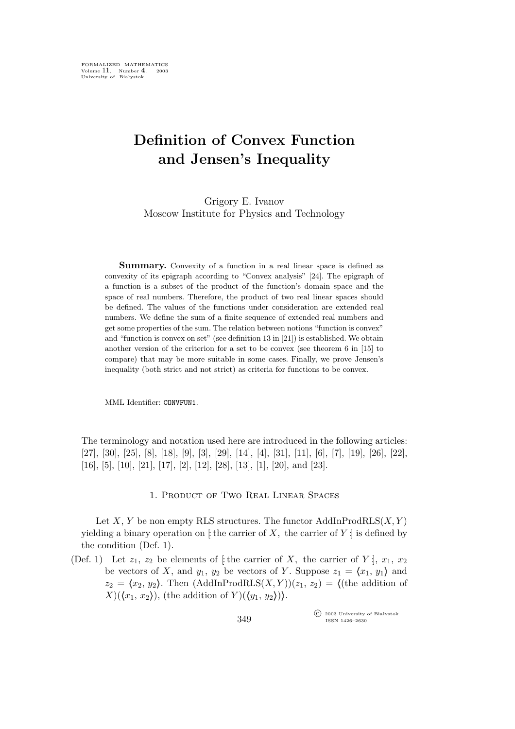# Definition of Convex Function and Jensen's Inequality

Grigory E. Ivanov
Moscow Institute for Physics and Technology

**Summary.** Convexity of a function in a real linear space is defined as convexity of its epigraph according to "Convex analysis" [24]. The epigraph of a function is a subset of the product of the function's domain space and the space of real numbers. Therefore, the product of two real linear spaces should be defined. The values of the functions under consideration are extended real numbers. We define the sum of a finite sequence of extended real numbers and get some properties of the sum. The relation between notions "function is convex" and "function is convex on set" (see definition 13 in [21]) is established. We obtain another version of the criterion for a set to be convex (see theorem 6 in [15] to compare) that may be more suitable in some cases. Finally, we prove Jensen's inequality (both strict and not strict) as criteria for functions to be convex.

MML Identifier: CONVFUN1.

The terminology and notation used here are introduced in the following articles: [27], [30], [25], [8], [18], [9], [3], [29], [14], [4], [31], [11], [6], [7], [19], [26], [22], [16], [5], [10], [21], [17], [2], [12], [28], [13], [1], [20], and [23].

## 1. Product of Two Real Linear Spaces

Let $X$, $Y$ be non empty RLS structures. The functor AddInProdRLS($X, Y$) yielding a binary operation on $[\!:$ the carrier of $X$, the carrier of $Y :\!]$ is defined by the condition (Def. 1).

(Def. 1) Let $z_1$, $z_2$ be elements of $[\!:$ the carrier of $X$, the carrier of $Y :\!]$, $x_1$, $x_2$ be vectors of $X$, and $y_1$, $y_2$ be vectors of $Y$. Suppose $z_1 = \langle x_1, y_1 \rangle$ and $z_2 = \langle x_2, y_2 \rangle$. Then (AddInProdRLS($X, Y$))($z_1$, $z_2$) = $\langle$(the addition of $X$)($\langle x_1, x_2 \rangle$), (the addition of $Y$)($\langle y_1, y_2 \rangle$)$\rangle$.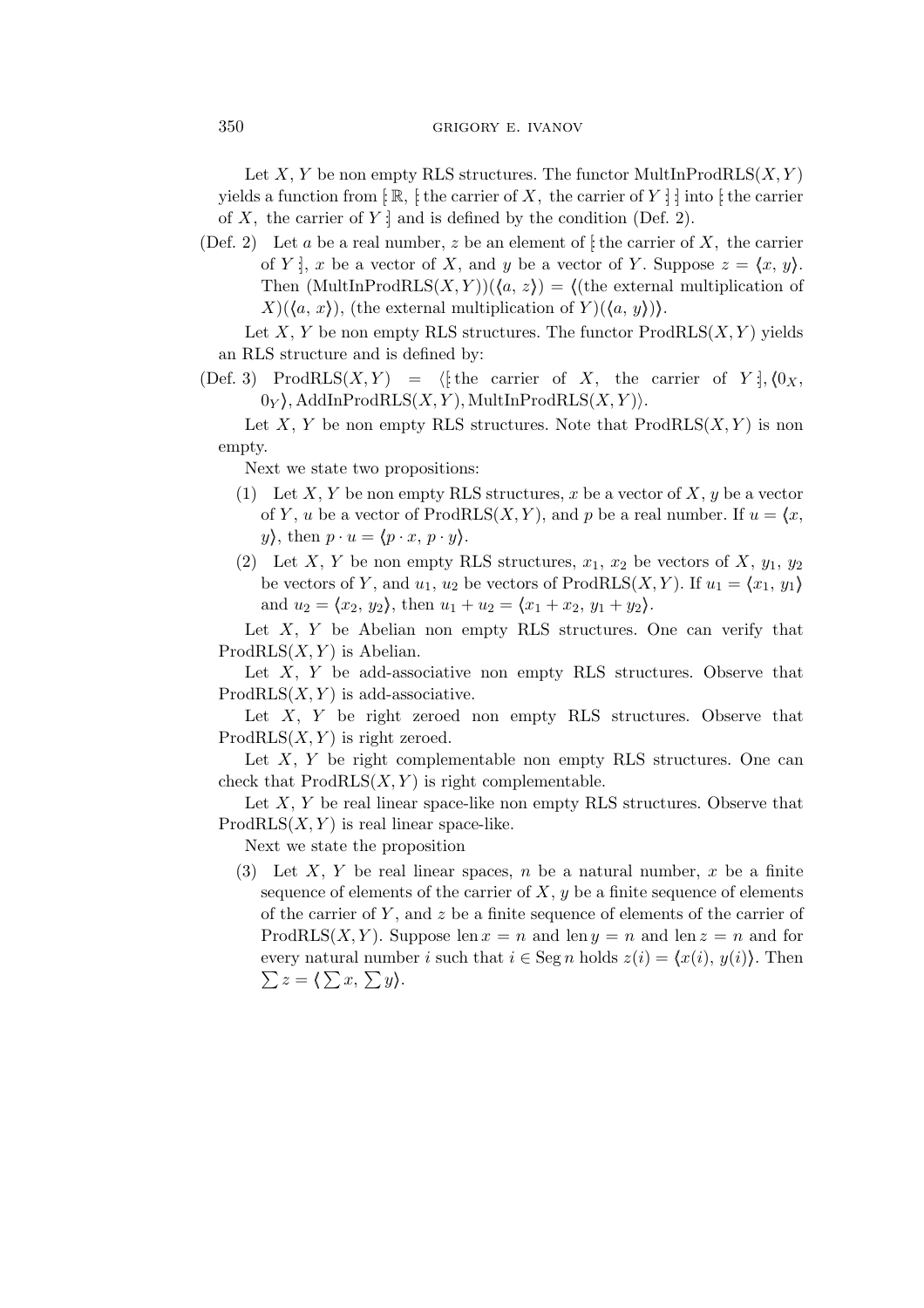Let $X$, $Y$ be non empty RLS structures. The functor $\mathrm{MultInProdRLS}(X, Y)$ yields a function from $[:\mathbb{R}, [:\text{the carrier of } X, \text{ the carrier of } Y:]:]$ into $[:\text{the carrier of } X, \text{ the carrier of } Y:]$ and is defined by the condition (Def. 2).

(Def. 2) Let $a$ be a real number, $z$ be an element of $[:\text{the carrier of } X, \text{ the carrier of } Y:]$, $x$ be a vector of $X$, and $y$ be a vector of $Y$. Suppose $z = \langle x, y \rangle$. Then $(\mathrm{MultInProdRLS}(X, Y))(\langle a, z \rangle) = \langle (\text{the external multiplication of } X)(\langle a, x \rangle), (\text{the external multiplication of } Y)(\langle a, y \rangle) \rangle$.

Let $X$, $Y$ be non empty RLS structures. The functor $\mathrm{ProdRLS}(X, Y)$ yields an RLS structure and is defined by:

(Def. 3) $\mathrm{ProdRLS}(X, Y) = \langle [:\text{the carrier of } X, \text{ the carrier of } Y:], \langle 0_X, 0_Y \rangle, \mathrm{AddInProdRLS}(X, Y), \mathrm{MultInProdRLS}(X, Y) \rangle$.

Let $X$, $Y$ be non empty RLS structures. Note that $\mathrm{ProdRLS}(X, Y)$ is non empty.

Next we state two propositions:

(1) Let $X$, $Y$ be non empty RLS structures, $x$ be a vector of $X$, $y$ be a vector of $Y$, $u$ be a vector of $\mathrm{ProdRLS}(X, Y)$, and $p$ be a real number. If $u = \langle x, y \rangle$, then $p \cdot u = \langle p \cdot x, p \cdot y \rangle$.

(2) Let $X$, $Y$ be non empty RLS structures, $x_1$, $x_2$ be vectors of $X$, $y_1$, $y_2$ be vectors of $Y$, and $u_1$, $u_2$ be vectors of $\mathrm{ProdRLS}(X, Y)$. If $u_1 = \langle x_1, y_1 \rangle$ and $u_2 = \langle x_2, y_2 \rangle$, then $u_1 + u_2 = \langle x_1 + x_2, y_1 + y_2 \rangle$.

Let $X$, $Y$ be Abelian non empty RLS structures. One can verify that $\mathrm{ProdRLS}(X, Y)$ is Abelian.

Let $X$, $Y$ be add-associative non empty RLS structures. Observe that $\mathrm{ProdRLS}(X, Y)$ is add-associative.

Let $X$, $Y$ be right zeroed non empty RLS structures. Observe that $\mathrm{ProdRLS}(X, Y)$ is right zeroed.

Let $X$, $Y$ be right complementable non empty RLS structures. One can check that $\mathrm{ProdRLS}(X, Y)$ is right complementable.

Let $X$, $Y$ be real linear space-like non empty RLS structures. Observe that $\mathrm{ProdRLS}(X, Y)$ is real linear space-like.

Next we state the proposition

(3) Let $X$, $Y$ be real linear spaces, $n$ be a natural number, $x$ be a finite sequence of elements of the carrier of $X$, $y$ be a finite sequence of elements of the carrier of $Y$, and $z$ be a finite sequence of elements of the carrier of $\mathrm{ProdRLS}(X, Y)$. Suppose $\mathrm{len}\, x = n$ and $\mathrm{len}\, y = n$ and $\mathrm{len}\, z = n$ and for every natural number $i$ such that $i \in \mathrm{Seg}\, n$ holds $z(i) = \langle x(i), y(i) \rangle$. Then $\sum z = \langle \sum x, \sum y \rangle$.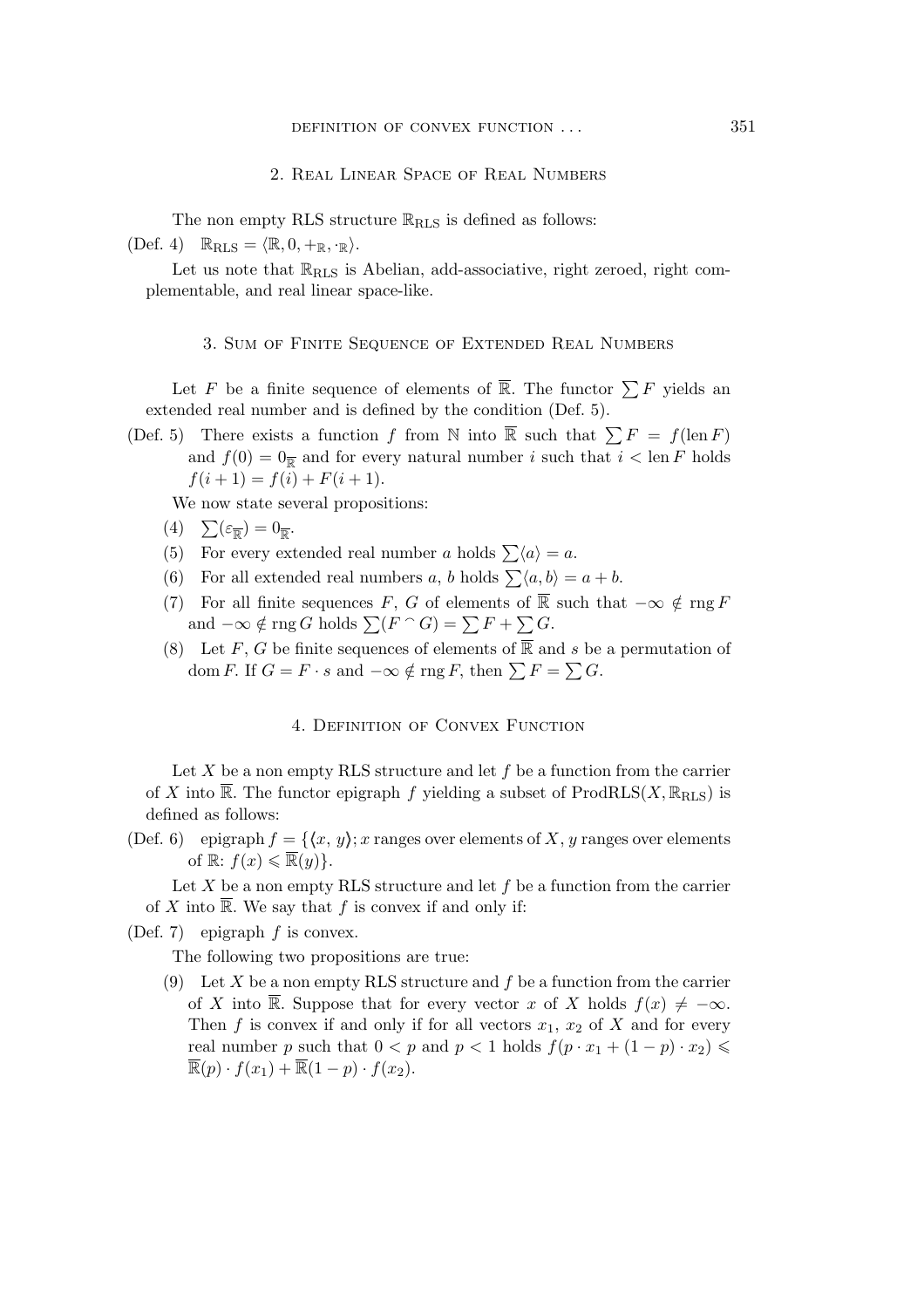## 2. Real Linear Space of Real Numbers

The non empty RLS structure $\mathbb{R}_{\rm RLS}$ is defined as follows:

(Def. 4) $\mathbb{R}_{\rm RLS} = \langle \mathbb{R}, 0, +_{\mathbb{R}}, \cdot_{\mathbb{R}} \rangle$.

Let us note that $\mathbb{R}_{\rm RLS}$ is Abelian, add-associative, right zeroed, right complementable, and real linear space-like.

## 3. Sum of Finite Sequence of Extended Real Numbers

Let $F$ be a finite sequence of elements of $\overline{\mathbb{R}}$. The functor $\sum F$ yields an extended real number and is defined by the condition (Def. 5).

(Def. 5) There exists a function $f$ from $\mathbb{N}$ into $\overline{\mathbb{R}}$ such that $\sum F = f(\operatorname{len} F)$ and $f(0) = 0_{\overline{\mathbb{R}}}$ and for every natural number $i$ such that $i < \operatorname{len} F$ holds $f(i+1) = f(i) + F(i+1)$.

We now state several propositions:

(4) $\sum(\varepsilon_{\overline{\mathbb{R}}}) = 0_{\overline{\mathbb{R}}}$.

(5) For every extended real number $a$ holds $\sum\langle a \rangle = a$.

(6) For all extended real numbers $a$, $b$ holds $\sum\langle a, b \rangle = a + b$.

(7) For all finite sequences $F$, $G$ of elements of $\overline{\mathbb{R}}$ such that $-\infty \notin \operatorname{rng} F$ and $-\infty \notin \operatorname{rng} G$ holds $\sum(F \frown G) = \sum F + \sum G$.

(8) Let $F$, $G$ be finite sequences of elements of $\overline{\mathbb{R}}$ and $s$ be a permutation of $\operatorname{dom} F$. If $G = F \cdot s$ and $-\infty \notin \operatorname{rng} F$, then $\sum F = \sum G$.

## 4. Definition of Convex Function

Let $X$ be a non empty RLS structure and let $f$ be a function from the carrier of $X$ into $\overline{\mathbb{R}}$. The functor epigraph $f$ yielding a subset of $\operatorname{ProdRLS}(X, \mathbb{R}_{\rm RLS})$ is defined as follows:

(Def. 6) epigraph $f = \{\langle x, y \rangle; x$ ranges over elements of $X$, $y$ ranges over elements of $\mathbb{R}$: $f(x) \leqslant \overline{\mathbb{R}}(y)\}$.

Let $X$ be a non empty RLS structure and let $f$ be a function from the carrier of $X$ into $\overline{\mathbb{R}}$. We say that $f$ is convex if and only if:

(Def. 7) epigraph $f$ is convex.

The following two propositions are true:

(9) Let $X$ be a non empty RLS structure and $f$ be a function from the carrier of $X$ into $\overline{\mathbb{R}}$. Suppose that for every vector $x$ of $X$ holds $f(x) \neq -\infty$. Then $f$ is convex if and only if for all vectors $x_1$, $x_2$ of $X$ and for every real number $p$ such that $0 < p$ and $p < 1$ holds $f(p \cdot x_1 + (1-p) \cdot x_2) \leqslant \overline{\mathbb{R}}(p) \cdot f(x_1) + \overline{\mathbb{R}}(1-p) \cdot f(x_2)$.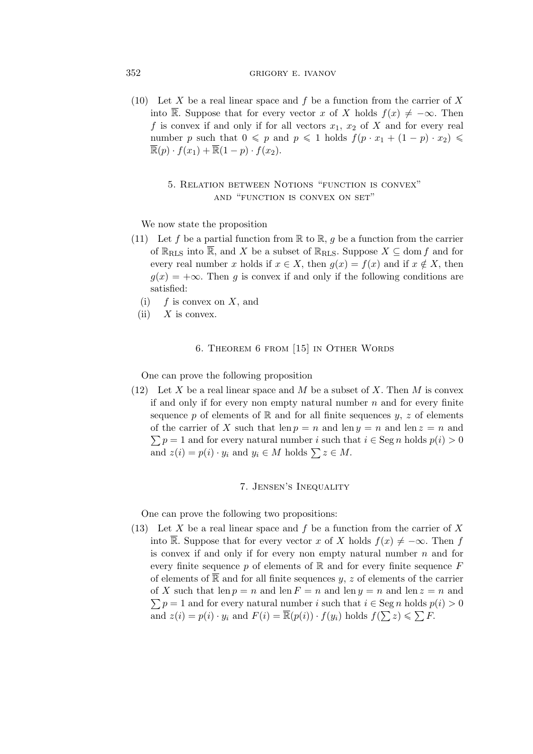(10) Let $X$ be a real linear space and $f$ be a function from the carrier of $X$ into $\overline{\mathbb{R}}$. Suppose that for every vector $x$ of $X$ holds $f(x) \neq -\infty$. Then $f$ is convex if and only if for all vectors $x_1$, $x_2$ of $X$ and for every real number $p$ such that $0 \leqslant p$ and $p \leqslant 1$ holds $f(p \cdot x_1 + (1-p) \cdot x_2) \leqslant \overline{\mathbb{R}}(p) \cdot f(x_1) + \overline{\mathbb{R}}(1-p) \cdot f(x_2)$.

## 5. Relation between Notions "function is convex" and "function is convex on set"

We now state the proposition

(11) Let $f$ be a partial function from $\mathbb{R}$ to $\mathbb{R}$, $g$ be a function from the carrier of $\mathbb{R}_{\mathrm{RLS}}$ into $\overline{\mathbb{R}}$, and $X$ be a subset of $\mathbb{R}_{\mathrm{RLS}}$. Suppose $X \subseteq \operatorname{dom} f$ and for every real number $x$ holds if $x \in X$, then $g(x) = f(x)$ and if $x \notin X$, then $g(x) = +\infty$. Then $g$ is convex if and only if the following conditions are satisfied:

- (i) $f$ is convex on $X$, and
- (ii) $X$ is convex.

## 6. Theorem 6 from [15] in Other Words

One can prove the following proposition

(12) Let $X$ be a real linear space and $M$ be a subset of $X$. Then $M$ is convex if and only if for every non empty natural number $n$ and for every finite sequence $p$ of elements of $\mathbb{R}$ and for all finite sequences $y$, $z$ of elements of the carrier of $X$ such that $\operatorname{len} p = n$ and $\operatorname{len} y = n$ and $\operatorname{len} z = n$ and $\sum p = 1$ and for every natural number $i$ such that $i \in \operatorname{Seg} n$ holds $p(i) > 0$ and $z(i) = p(i) \cdot y_i$ and $y_i \in M$ holds $\sum z \in M$.

## 7. Jensen's Inequality

One can prove the following two propositions:

(13) Let $X$ be a real linear space and $f$ be a function from the carrier of $X$ into $\overline{\mathbb{R}}$. Suppose that for every vector $x$ of $X$ holds $f(x) \neq -\infty$. Then $f$ is convex if and only if for every non empty natural number $n$ and for every finite sequence $p$ of elements of $\mathbb{R}$ and for every finite sequence $F$ of elements of $\overline{\mathbb{R}}$ and for all finite sequences $y$, $z$ of elements of the carrier of $X$ such that $\operatorname{len} p = n$ and $\operatorname{len} F = n$ and $\operatorname{len} y = n$ and $\operatorname{len} z = n$ and $\sum p = 1$ and for every natural number $i$ such that $i \in \operatorname{Seg} n$ holds $p(i) > 0$ and $z(i) = p(i) \cdot y_i$ and $F(i) = \overline{\mathbb{R}}(p(i)) \cdot f(y_i)$ holds $f(\sum z) \leqslant \sum F$.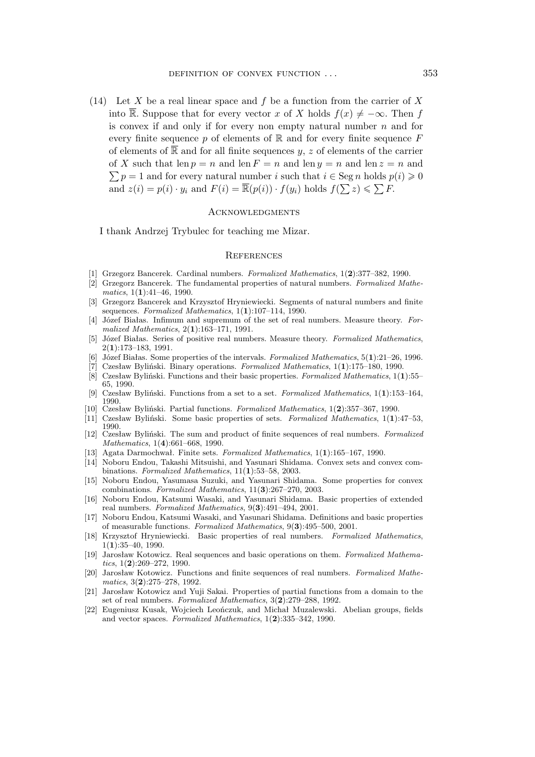(14) Let $X$ be a real linear space and $f$ be a function from the carrier of $X$ into $\overline{\mathbb{R}}$. Suppose that for every vector $x$ of $X$ holds $f(x) \neq -\infty$. Then $f$ is convex if and only if for every non empty natural number $n$ and for every finite sequence $p$ of elements of $\mathbb{R}$ and for every finite sequence $F$ of elements of $\overline{\mathbb{R}}$ and for all finite sequences $y$, $z$ of elements of the carrier of $X$ such that $\operatorname{len} p = n$ and $\operatorname{len} F = n$ and $\operatorname{len} y = n$ and $\operatorname{len} z = n$ and $\sum p = 1$ and for every natural number $i$ such that $i \in \operatorname{Seg} n$ holds $p(i) \geqslant 0$ and $z(i) = p(i) \cdot y_i$ and $F(i) = \overline{\mathbb{R}}(p(i)) \cdot f(y_i)$ holds $f(\sum z) \leqslant \sum F$.

## Acknowledgments

I thank Andrzej Trybulec for teaching me Mizar.

## References

[1] Grzegorz Bancerek. Cardinal numbers. *Formalized Mathematics*, 1(**2**):377–382, 1990.

[2] Grzegorz Bancerek. The fundamental properties of natural numbers. *Formalized Mathematics*, 1(**1**):41–46, 1990.

[3] Grzegorz Bancerek and Krzysztof Hryniewiecki. Segments of natural numbers and finite sequences. *Formalized Mathematics*, 1(**1**):107–114, 1990.

[4] Józef Białas. Infimum and supremum of the set of real numbers. Measure theory. *Formalized Mathematics*, 2(**1**):163–171, 1991.

[5] Józef Białas. Series of positive real numbers. Measure theory. *Formalized Mathematics*, 2(**1**):173–183, 1991.

[6] Józef Białas. Some properties of the intervals. *Formalized Mathematics*, 5(**1**):21–26, 1996.

[7] Czesław Byliński. Binary operations. *Formalized Mathematics*, 1(**1**):175–180, 1990.

[8] Czesław Byliński. Functions and their basic properties. *Formalized Mathematics*, 1(**1**):55–65, 1990.

[9] Czesław Byliński. Functions from a set to a set. *Formalized Mathematics*, 1(**1**):153–164, 1990.

[10] Czesław Byliński. Partial functions. *Formalized Mathematics*, 1(**2**):357–367, 1990.

[11] Czesław Byliński. Some basic properties of sets. *Formalized Mathematics*, 1(**1**):47–53, 1990.

[12] Czesław Byliński. The sum and product of finite sequences of real numbers. *Formalized Mathematics*, 1(**4**):661–668, 1990.

[13] Agata Darmochwał. Finite sets. *Formalized Mathematics*, 1(**1**):165–167, 1990.

[14] Noboru Endou, Takashi Mitsuishi, and Yasunari Shidama. Convex sets and convex combinations. *Formalized Mathematics*, 11(**1**):53–58, 2003.

[15] Noboru Endou, Yasumasa Suzuki, and Yasunari Shidama. Some properties for convex combinations. *Formalized Mathematics*, 11(**3**):267–270, 2003.

[16] Noboru Endou, Katsumi Wasaki, and Yasunari Shidama. Basic properties of extended real numbers. *Formalized Mathematics*, 9(**3**):491–494, 2001.

[17] Noboru Endou, Katsumi Wasaki, and Yasunari Shidama. Definitions and basic properties of measurable functions. *Formalized Mathematics*, 9(**3**):495–500, 2001.

[18] Krzysztof Hryniewiecki. Basic properties of real numbers. *Formalized Mathematics*, 1(**1**):35–40, 1990.

[19] Jarosław Kotowicz. Real sequences and basic operations on them. *Formalized Mathematics*, 1(**2**):269–272, 1990.

[20] Jarosław Kotowicz. Functions and finite sequences of real numbers. *Formalized Mathematics*, 3(**2**):275–278, 1992.

[21] Jarosław Kotowicz and Yuji Sakai. Properties of partial functions from a domain to the set of real numbers. *Formalized Mathematics*, 3(**2**):279–288, 1992.

[22] Eugeniusz Kusak, Wojciech Leończuk, and Michał Muzalewski. Abelian groups, fields and vector spaces. *Formalized Mathematics*, 1(**2**):335–342, 1990.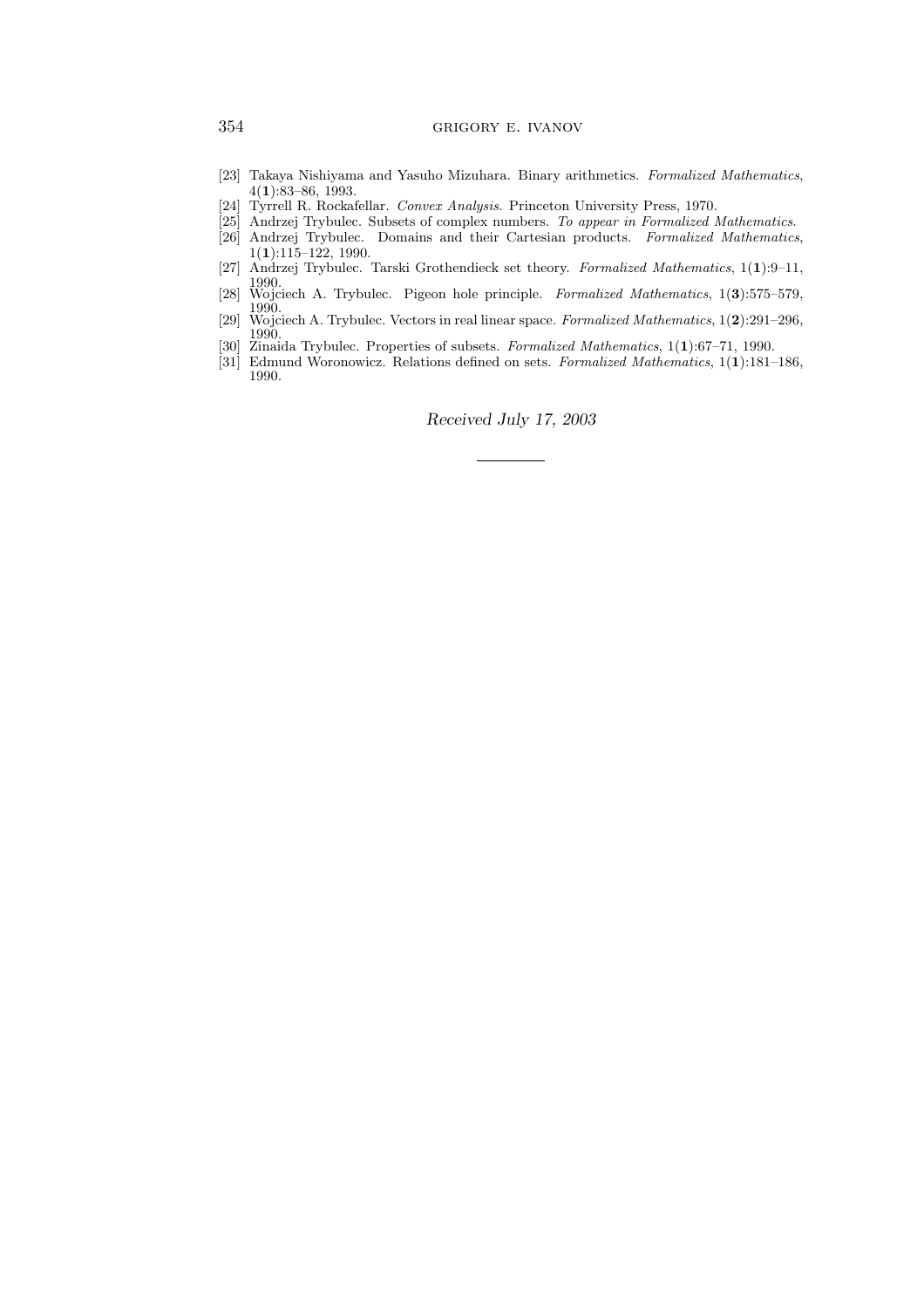[23] Takaya Nishiyama and Yasuho Mizuhara. Binary arithmetics. *Formalized Mathematics*, 4(**1**):83–86, 1993.

[24] Tyrrell R. Rockafellar. *Convex Analysis*. Princeton University Press, 1970.

[25] Andrzej Trybulec. Subsets of complex numbers. *To appear in Formalized Mathematics*.

[26] Andrzej Trybulec. Domains and their Cartesian products. *Formalized Mathematics*, 1(**1**):115–122, 1990.

[27] Andrzej Trybulec. Tarski Grothendieck set theory. *Formalized Mathematics*, 1(**1**):9–11, 1990.

[28] Wojciech A. Trybulec. Pigeon hole principle. *Formalized Mathematics*, 1(**3**):575–579, 1990.

[29] Wojciech A. Trybulec. Vectors in real linear space. *Formalized Mathematics*, 1(**2**):291–296, 1990.

[30] Zinaida Trybulec. Properties of subsets. *Formalized Mathematics*, 1(**1**):67–71, 1990.

[31] Edmund Woronowicz. Relations defined on sets. *Formalized Mathematics*, 1(**1**):181–186, 1990.

*Received July 17, 2003*